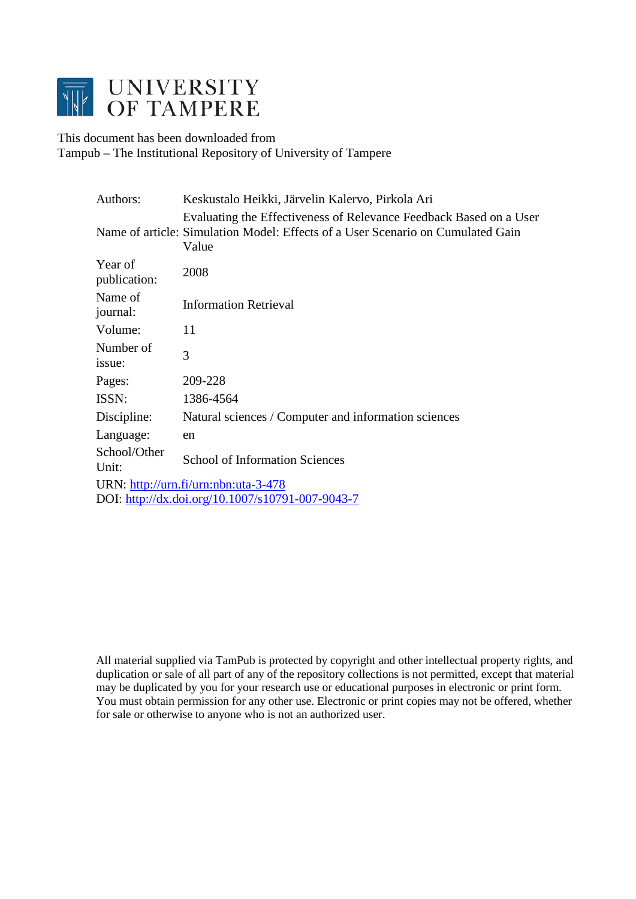# UNIVERSITY OF TAMPERE

This document has been downloaded from
Tampub – The Institutional Repository of University of Tampere

| | |
|---|---|
| Authors: | Keskustalo Heikki, Järvelin Kalervo, Pirkola Ari |
| Name of article: | Evaluating the Effectiveness of Relevance Feedback Based on a User Simulation Model: Effects of a User Scenario on Cumulated Gain Value |
| Year of publication: | 2008 |
| Name of journal: | Information Retrieval |
| Volume: | 11 |
| Number of issue: | 3 |
| Pages: | 209-228 |
| ISSN: | 1386-4564 |
| Discipline: | Natural sciences / Computer and information sciences |
| Language: | en |
| School/Other Unit: | School of Information Sciences |

URN: http://urn.fi/urn:nbn:uta-3-478
DOI: http://dx.doi.org/10.1007/s10791-007-9043-7

All material supplied via TamPub is protected by copyright and other intellectual property rights, and duplication or sale of all part of any of the repository collections is not permitted, except that material may be duplicated by you for your research use or educational purposes in electronic or print form. You must obtain permission for any other use. Electronic or print copies may not be offered, whether for sale or otherwise to anyone who is not an authorized user.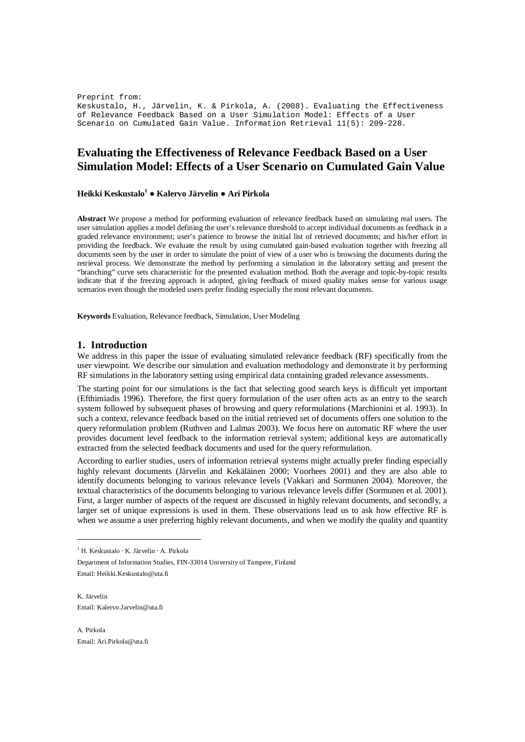Preprint from:
Keskustalo, H., Järvelin, K. & Pirkola, A. (2008). Evaluating the Effectiveness of Relevance Feedback Based on a User Simulation Model: Effects of a User Scenario on Cumulated Gain Value. Information Retrieval 11(5): 209-228.

# Evaluating the Effectiveness of Relevance Feedback Based on a User Simulation Model: Effects of a User Scenario on Cumulated Gain Value

**Heikki Keskustalo[1] ● Kalervo Järvelin ● Ari Pirkola**

**Abstract** We propose a method for performing evaluation of relevance feedback based on simulating real users. The user simulation applies a model defining the user's relevance threshold to accept individual documents as feedback in a graded relevance environment; user's patience to browse the initial list of retrieved documents; and his/her effort in providing the feedback. We evaluate the result by using cumulated gain-based evaluation together with freezing all documents seen by the user in order to simulate the point of view of a user who is browsing the documents during the retrieval process. We demonstrate the method by performing a simulation in the laboratory setting and present the "branching" curve sets characteristic for the presented evaluation method. Both the average and topic-by-topic results indicate that if the freezing approach is adopted, giving feedback of mixed quality makes sense for various usage scenarios even though the modeled users prefer finding especially the most relevant documents.

**Keywords** Evaluation, Relevance feedback, Simulation, User Modeling

## 1. Introduction

We address in this paper the issue of evaluating simulated relevance feedback (RF) specifically from the user viewpoint. We describe our simulation and evaluation methodology and demonstrate it by performing RF simulations in the laboratory setting using empirical data containing graded relevance assessments.

The starting point for our simulations is the fact that selecting good search keys is difficult yet important (Efthimiadis 1996). Therefore, the first query formulation of the user often acts as an entry to the search system followed by subsequent phases of browsing and query reformulations (Marchionini et al. 1993). In such a context, relevance feedback based on the initial retrieved set of documents offers one solution to the query reformulation problem (Ruthven and Lalmas 2003). We focus here on automatic RF where the user provides document level feedback to the information retrieval system; additional keys are automatically extracted from the selected feedback documents and used for the query reformulation.

According to earlier studies, users of information retrieval systems might actually prefer finding especially highly relevant documents (Järvelin and Kekäläinen 2000; Voorhees 2001) and they are also able to identify documents belonging to various relevance levels (Vakkari and Sormunen 2004). Moreover, the textual characteristics of the documents belonging to various relevance levels differ (Sormunen et al. 2001). First, a larger number of aspects of the request are discussed in highly relevant documents, and secondly, a larger set of unique expressions is used in them. These observations lead us to ask how effective RF is when we assume a user preferring highly relevant documents, and when we modify the quality and quantity

[1] H. Keskustalo · K. Järvelin · A. Pirkola

Department of Information Studies, FIN-33014 University of Tampere, Finland

Email: Heikki.Keskustalo@uta.fi

K. Järvelin

Email: Kalervo.Jarvelin@uta.fi

A. Pirkola

Email: Ari.Pirkola@uta.fi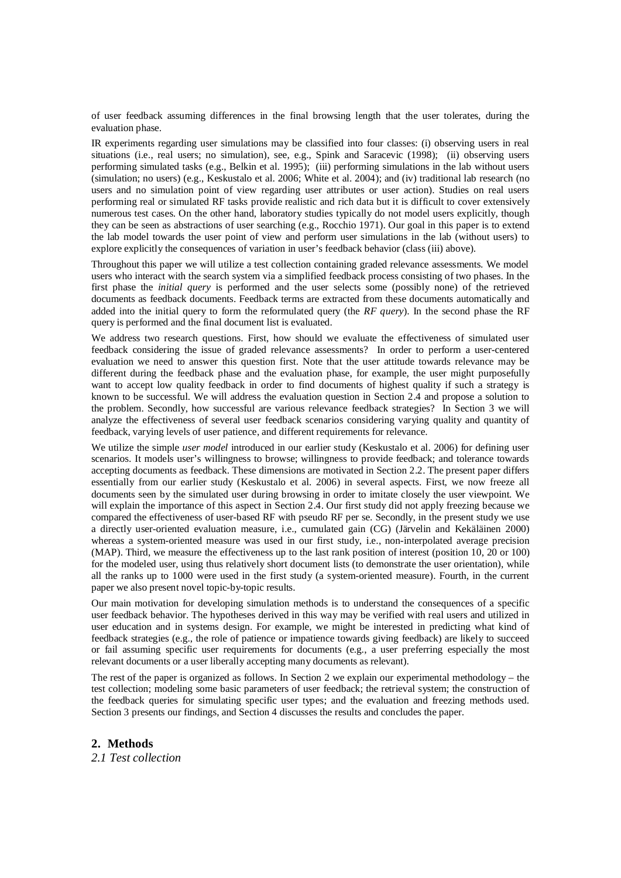of user feedback assuming differences in the final browsing length that the user tolerates, during the evaluation phase.

IR experiments regarding user simulations may be classified into four classes: (i) observing users in real situations (i.e., real users; no simulation), see, e.g., Spink and Saracevic (1998); (ii) observing users performing simulated tasks (e.g., Belkin et al. 1995); (iii) performing simulations in the lab without users (simulation; no users) (e.g., Keskustalo et al. 2006; White et al. 2004); and (iv) traditional lab research (no users and no simulation point of view regarding user attributes or user action). Studies on real users performing real or simulated RF tasks provide realistic and rich data but it is difficult to cover extensively numerous test cases. On the other hand, laboratory studies typically do not model users explicitly, though they can be seen as abstractions of user searching (e.g., Rocchio 1971). Our goal in this paper is to extend the lab model towards the user point of view and perform user simulations in the lab (without users) to explore explicitly the consequences of variation in user's feedback behavior (class (iii) above).

Throughout this paper we will utilize a test collection containing graded relevance assessments. We model users who interact with the search system via a simplified feedback process consisting of two phases. In the first phase the *initial query* is performed and the user selects some (possibly none) of the retrieved documents as feedback documents. Feedback terms are extracted from these documents automatically and added into the initial query to form the reformulated query (the *RF query*). In the second phase the RF query is performed and the final document list is evaluated.

We address two research questions. First, how should we evaluate the effectiveness of simulated user feedback considering the issue of graded relevance assessments? In order to perform a user-centered evaluation we need to answer this question first. Note that the user attitude towards relevance may be different during the feedback phase and the evaluation phase, for example, the user might purposefully want to accept low quality feedback in order to find documents of highest quality if such a strategy is known to be successful. We will address the evaluation question in Section 2.4 and propose a solution to the problem. Secondly, how successful are various relevance feedback strategies? In Section 3 we will analyze the effectiveness of several user feedback scenarios considering varying quality and quantity of feedback, varying levels of user patience, and different requirements for relevance.

We utilize the simple *user model* introduced in our earlier study (Keskustalo et al. 2006) for defining user scenarios. It models user's willingness to browse; willingness to provide feedback; and tolerance towards accepting documents as feedback. These dimensions are motivated in Section 2.2. The present paper differs essentially from our earlier study (Keskustalo et al. 2006) in several aspects. First, we now freeze all documents seen by the simulated user during browsing in order to imitate closely the user viewpoint. We will explain the importance of this aspect in Section 2.4. Our first study did not apply freezing because we compared the effectiveness of user-based RF with pseudo RF per se. Secondly, in the present study we use a directly user-oriented evaluation measure, i.e., cumulated gain (CG) (Järvelin and Kekäläinen 2000) whereas a system-oriented measure was used in our first study, i.e., non-interpolated average precision (MAP). Third, we measure the effectiveness up to the last rank position of interest (position 10, 20 or 100) for the modeled user, using thus relatively short document lists (to demonstrate the user orientation), while all the ranks up to 1000 were used in the first study (a system-oriented measure). Fourth, in the current paper we also present novel topic-by-topic results.

Our main motivation for developing simulation methods is to understand the consequences of a specific user feedback behavior. The hypotheses derived in this way may be verified with real users and utilized in user education and in systems design. For example, we might be interested in predicting what kind of feedback strategies (e.g., the role of patience or impatience towards giving feedback) are likely to succeed or fail assuming specific user requirements for documents (e.g., a user preferring especially the most relevant documents or a user liberally accepting many documents as relevant).

The rest of the paper is organized as follows. In Section 2 we explain our experimental methodology – the test collection; modeling some basic parameters of user feedback; the retrieval system; the construction of the feedback queries for simulating specific user types; and the evaluation and freezing methods used. Section 3 presents our findings, and Section 4 discusses the results and concludes the paper.

## 2. Methods

### *2.1 Test collection*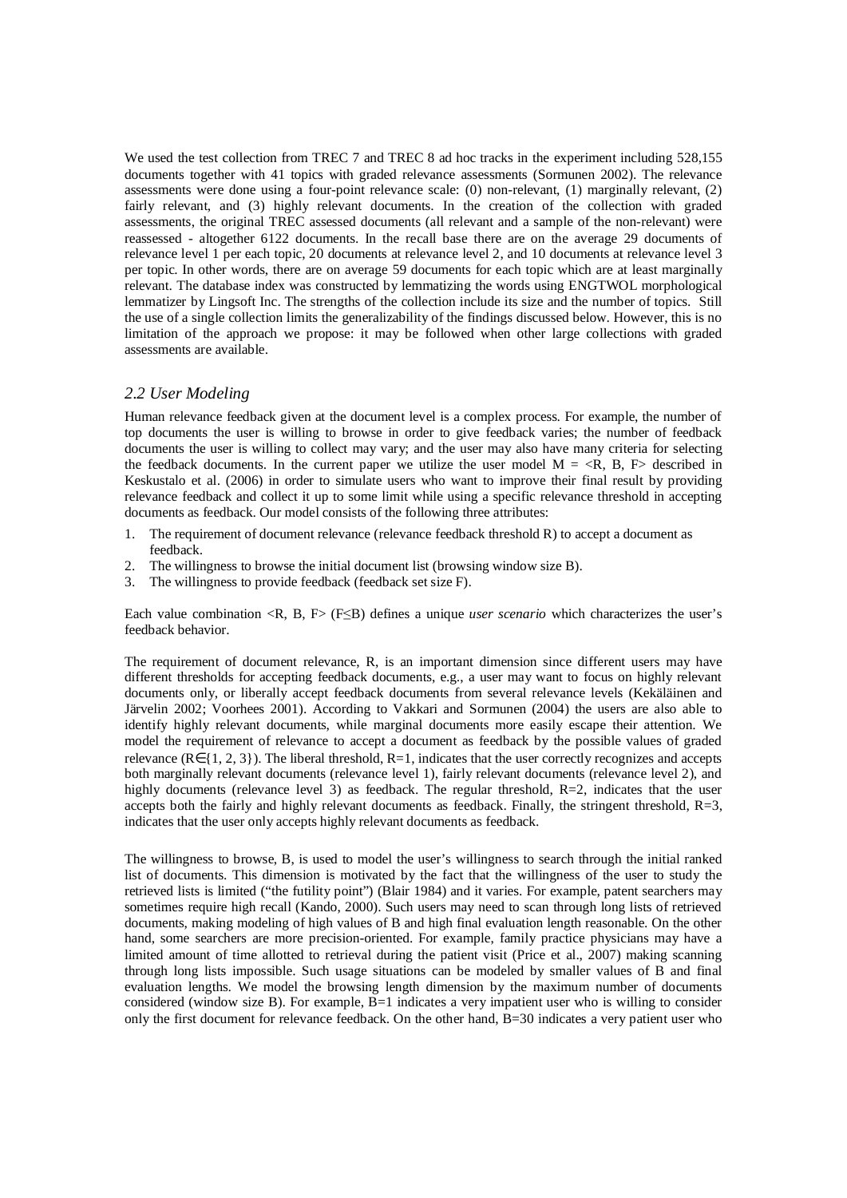We used the test collection from TREC 7 and TREC 8 ad hoc tracks in the experiment including 528,155 documents together with 41 topics with graded relevance assessments (Sormunen 2002). The relevance assessments were done using a four-point relevance scale: (0) non-relevant, (1) marginally relevant, (2) fairly relevant, and (3) highly relevant documents. In the creation of the collection with graded assessments, the original TREC assessed documents (all relevant and a sample of the non-relevant) were reassessed - altogether 6122 documents. In the recall base there are on the average 29 documents of relevance level 1 per each topic, 20 documents at relevance level 2, and 10 documents at relevance level 3 per topic. In other words, there are on average 59 documents for each topic which are at least marginally relevant. The database index was constructed by lemmatizing the words using ENGTWOL morphological lemmatizer by Lingsoft Inc. The strengths of the collection include its size and the number of topics. Still the use of a single collection limits the generalizability of the findings discussed below. However, this is no limitation of the approach we propose: it may be followed when other large collections with graded assessments are available.

## *2.2 User Modeling*

Human relevance feedback given at the document level is a complex process. For example, the number of top documents the user is willing to browse in order to give feedback varies; the number of feedback documents the user is willing to collect may vary; and the user may also have many criteria for selecting the feedback documents. In the current paper we utilize the user model $M = \langle R, B, F \rangle$ described in Keskustalo et al. (2006) in order to simulate users who want to improve their final result by providing relevance feedback and collect it up to some limit while using a specific relevance threshold in accepting documents as feedback. Our model consists of the following three attributes:

1. The requirement of document relevance (relevance feedback threshold R) to accept a document as feedback.
2. The willingness to browse the initial document list (browsing window size B).
3. The willingness to provide feedback (feedback set size F).

Each value combination $\langle R, B, F \rangle$ ($F \leq B$) defines a unique *user scenario* which characterizes the user's feedback behavior.

The requirement of document relevance, R, is an important dimension since different users may have different thresholds for accepting feedback documents, e.g., a user may want to focus on highly relevant documents only, or liberally accept feedback documents from several relevance levels (Kekäläinen and Järvelin 2002; Voorhees 2001). According to Vakkari and Sormunen (2004) the users are also able to identify highly relevant documents, while marginal documents more easily escape their attention. We model the requirement of relevance to accept a document as feedback by the possible values of graded relevance ($R \in \{1, 2, 3\}$). The liberal threshold, $R=1$, indicates that the user correctly recognizes and accepts both marginally relevant documents (relevance level 1), fairly relevant documents (relevance level 2), and highly documents (relevance level 3) as feedback. The regular threshold, $R=2$, indicates that the user accepts both the fairly and highly relevant documents as feedback. Finally, the stringent threshold, $R=3$, indicates that the user only accepts highly relevant documents as feedback.

The willingness to browse, B, is used to model the user's willingness to search through the initial ranked list of documents. This dimension is motivated by the fact that the willingness of the user to study the retrieved lists is limited ("the futility point") (Blair 1984) and it varies. For example, patent searchers may sometimes require high recall (Kando, 2000). Such users may need to scan through long lists of retrieved documents, making modeling of high values of B and high final evaluation length reasonable. On the other hand, some searchers are more precision-oriented. For example, family practice physicians may have a limited amount of time allotted to retrieval during the patient visit (Price et al., 2007) making scanning through long lists impossible. Such usage situations can be modeled by smaller values of B and final evaluation lengths. We model the browsing length dimension by the maximum number of documents considered (window size B). For example, $B=1$ indicates a very impatient user who is willing to consider only the first document for relevance feedback. On the other hand, $B=30$ indicates a very patient user who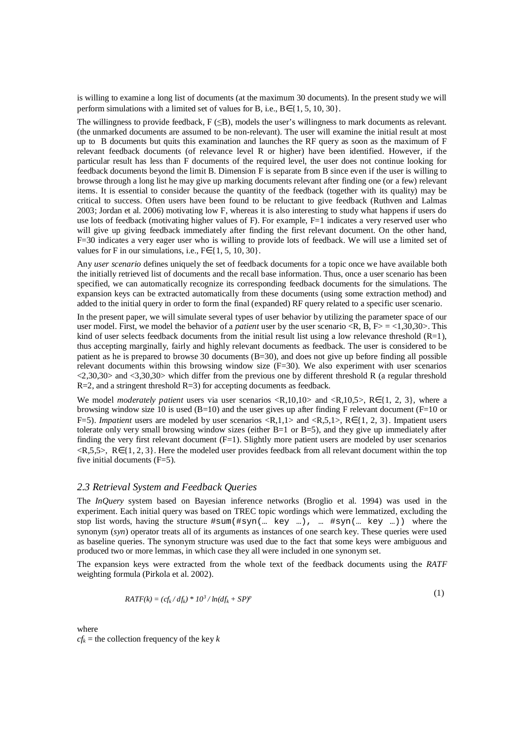is willing to examine a long list of documents (at the maximum 30 documents). In the present study we will perform simulations with a limited set of values for B, i.e., B∈{1, 5, 10, 30}.

The willingness to provide feedback, F (≤B), models the user's willingness to mark documents as relevant. (the unmarked documents are assumed to be non-relevant). The user will examine the initial result at most up to B documents but quits this examination and launches the RF query as soon as the maximum of F relevant feedback documents (of relevance level R or higher) have been identified. However, if the particular result has less than F documents of the required level, the user does not continue looking for feedback documents beyond the limit B. Dimension F is separate from B since even if the user is willing to browse through a long list he may give up marking documents relevant after finding one (or a few) relevant items. It is essential to consider because the quantity of the feedback (together with its quality) may be critical to success. Often users have been found to be reluctant to give feedback (Ruthven and Lalmas 2003; Jordan et al. 2006) motivating low F, whereas it is also interesting to study what happens if users do use lots of feedback (motivating higher values of F). For example, F=1 indicates a very reserved user who will give up giving feedback immediately after finding the first relevant document. On the other hand, F=30 indicates a very eager user who is willing to provide lots of feedback. We will use a limited set of values for F in our simulations, i.e., F∈{1, 5, 10, 30}.

Any *user scenario* defines uniquely the set of feedback documents for a topic once we have available both the initially retrieved list of documents and the recall base information. Thus, once a user scenario has been specified, we can automatically recognize its corresponding feedback documents for the simulations. The expansion keys can be extracted automatically from these documents (using some extraction method) and added to the initial query in order to form the final (expanded) RF query related to a specific user scenario.

In the present paper, we will simulate several types of user behavior by utilizing the parameter space of our user model. First, we model the behavior of a *patient* user by the user scenario <R, B, F> = <1,30,30>. This kind of user selects feedback documents from the initial result list using a low relevance threshold (R=1), thus accepting marginally, fairly and highly relevant documents as feedback. The user is considered to be patient as he is prepared to browse 30 documents (B=30), and does not give up before finding all possible relevant documents within this browsing window size (F=30). We also experiment with user scenarios <2,30,30> and <3,30,30> which differ from the previous one by different threshold R (a regular threshold R=2, and a stringent threshold R=3) for accepting documents as feedback.

We model *moderately patient* users via user scenarios <R,10,10> and <R,10,5>, R∈{1, 2, 3}, where a browsing window size 10 is used (B=10) and the user gives up after finding F relevant document (F=10 or F=5). *Impatient* users are modeled by user scenarios <R,1,1> and <R,5,1>, R∈{1, 2, 3}. Impatient users tolerate only very small browsing window sizes (either B=1 or B=5), and they give up immediately after finding the very first relevant document (F=1). Slightly more patient users are modeled by user scenarios <R,5,5>, R∈{1, 2, 3}. Here the modeled user provides feedback from all relevant document within the top five initial documents (F=5).

### *2.3 Retrieval System and Feedback Queries*

The *InQuery* system based on Bayesian inference networks (Broglio et al. 1994) was used in the experiment. Each initial query was based on TREC topic wordings which were lemmatized, excluding the stop list words, having the structure `#sum(#syn(… key …), … #syn(… key …))` where the synonym (*syn*) operator treats all of its arguments as instances of one search key. These queries were used as baseline queries. The synonym structure was used due to the fact that some keys were ambiguous and produced two or more lemmas, in which case they all were included in one synonym set.

The expansion keys were extracted from the whole text of the feedback documents using the *RATF* weighting formula (Pirkola et al. 2002).

$$RATF(k) = (cf_k / df_k) * 10^3 / \ln(df_k + SP)^p \tag{1}$$

where
$cf_k$ = the collection frequency of the key $k$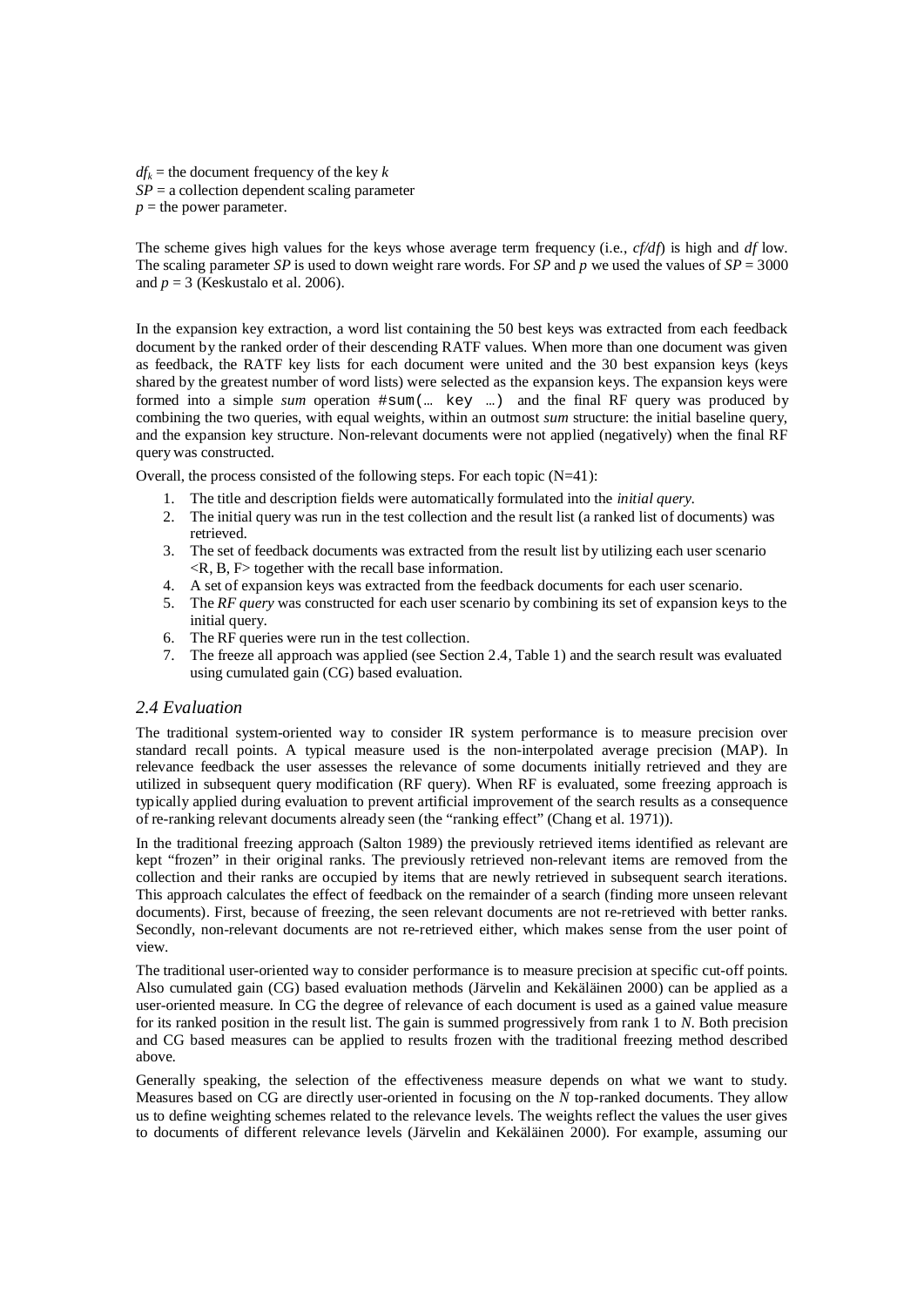$df_k$ = the document frequency of the key $k$
$SP$ = a collection dependent scaling parameter
$p$ = the power parameter.

The scheme gives high values for the keys whose average term frequency (i.e., $cf/df$) is high and $df$ low. The scaling parameter $SP$ is used to down weight rare words. For $SP$ and $p$ we used the values of $SP = 3000$ and $p = 3$ (Keskustalo et al. 2006).

In the expansion key extraction, a word list containing the 50 best keys was extracted from each feedback document by the ranked order of their descending RATF values. When more than one document was given as feedback, the RATF key lists for each document were united and the 30 best expansion keys (keys shared by the greatest number of word lists) were selected as the expansion keys. The expansion keys were formed into a simple *sum* operation `#sum(… key …)` and the final RF query was produced by combining the two queries, with equal weights, within an outmost *sum* structure: the initial baseline query, and the expansion key structure. Non-relevant documents were not applied (negatively) when the final RF query was constructed.

Overall, the process consisted of the following steps. For each topic (N=41):

1. The title and description fields were automatically formulated into the *initial query*.
2. The initial query was run in the test collection and the result list (a ranked list of documents) was retrieved.
3. The set of feedback documents was extracted from the result list by utilizing each user scenario <R, B, F> together with the recall base information.
4. A set of expansion keys was extracted from the feedback documents for each user scenario.
5. The *RF query* was constructed for each user scenario by combining its set of expansion keys to the initial query.
6. The RF queries were run in the test collection.
7. The freeze all approach was applied (see Section 2.4, Table 1) and the search result was evaluated using cumulated gain (CG) based evaluation.

### *2.4 Evaluation*

The traditional system-oriented way to consider IR system performance is to measure precision over standard recall points. A typical measure used is the non-interpolated average precision (MAP). In relevance feedback the user assesses the relevance of some documents initially retrieved and they are utilized in subsequent query modification (RF query). When RF is evaluated, some freezing approach is typically applied during evaluation to prevent artificial improvement of the search results as a consequence of re-ranking relevant documents already seen (the "ranking effect" (Chang et al. 1971)).

In the traditional freezing approach (Salton 1989) the previously retrieved items identified as relevant are kept "frozen" in their original ranks. The previously retrieved non-relevant items are removed from the collection and their ranks are occupied by items that are newly retrieved in subsequent search iterations. This approach calculates the effect of feedback on the remainder of a search (finding more unseen relevant documents). First, because of freezing, the seen relevant documents are not re-retrieved with better ranks. Secondly, non-relevant documents are not re-retrieved either, which makes sense from the user point of view.

The traditional user-oriented way to consider performance is to measure precision at specific cut-off points. Also cumulated gain (CG) based evaluation methods (Järvelin and Kekäläinen 2000) can be applied as a user-oriented measure. In CG the degree of relevance of each document is used as a gained value measure for its ranked position in the result list. The gain is summed progressively from rank 1 to $N$. Both precision and CG based measures can be applied to results frozen with the traditional freezing method described above.

Generally speaking, the selection of the effectiveness measure depends on what we want to study. Measures based on CG are directly user-oriented in focusing on the $N$ top-ranked documents. They allow us to define weighting schemes related to the relevance levels. The weights reflect the values the user gives to documents of different relevance levels (Järvelin and Kekäläinen 2000). For example, assuming our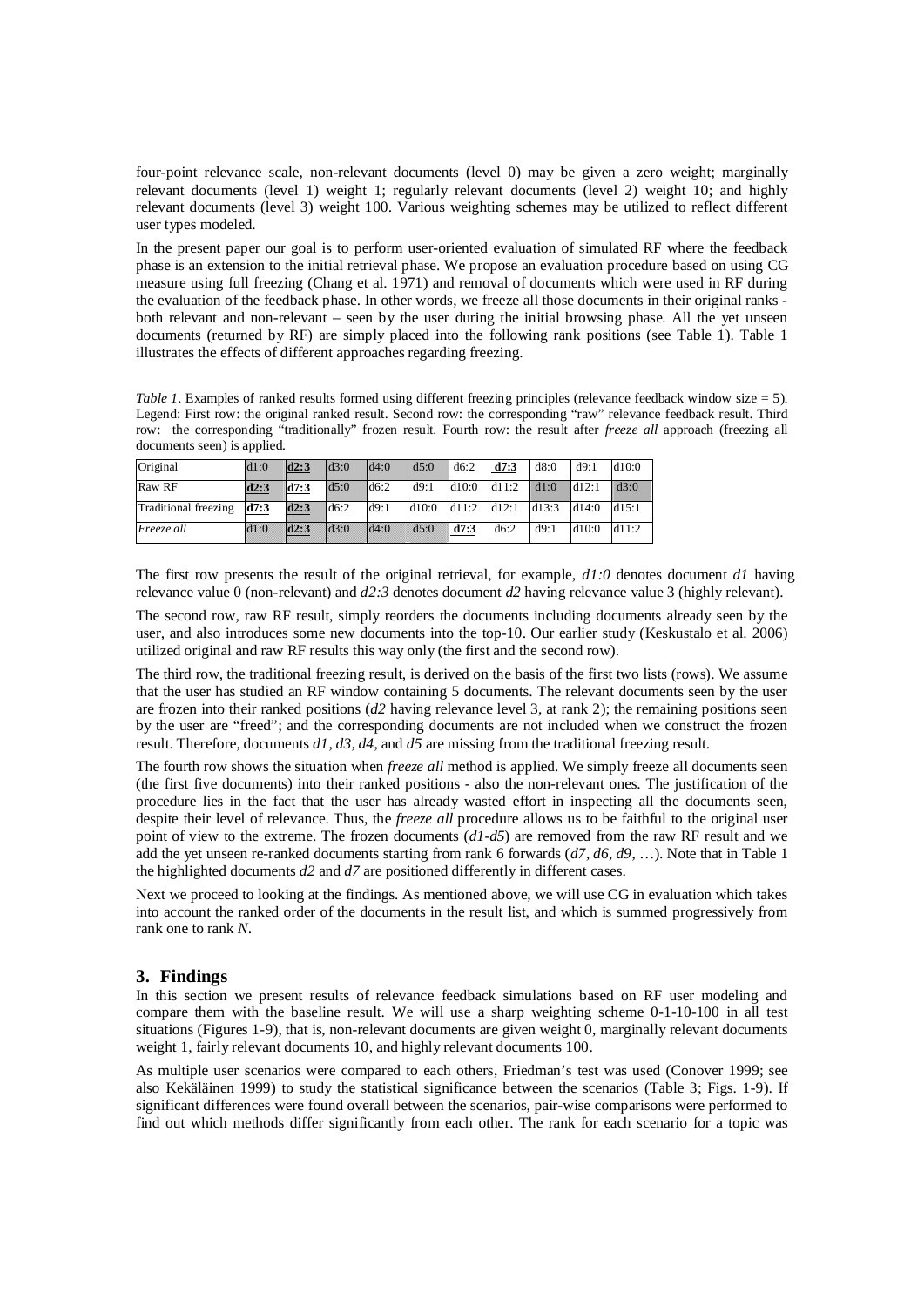four-point relevance scale, non-relevant documents (level 0) may be given a zero weight; marginally relevant documents (level 1) weight 1; regularly relevant documents (level 2) weight 10; and highly relevant documents (level 3) weight 100. Various weighting schemes may be utilized to reflect different user types modeled.

In the present paper our goal is to perform user-oriented evaluation of simulated RF where the feedback phase is an extension to the initial retrieval phase. We propose an evaluation procedure based on using CG measure using full freezing (Chang et al. 1971) and removal of documents which were used in RF during the evaluation of the feedback phase. In other words, we freeze all those documents in their original ranks - both relevant and non-relevant – seen by the user during the initial browsing phase. All the yet unseen documents (returned by RF) are simply placed into the following rank positions (see Table 1). Table 1 illustrates the effects of different approaches regarding freezing.

*Table 1*. Examples of ranked results formed using different freezing principles (relevance feedback window size = 5). Legend: First row: the original ranked result. Second row: the corresponding "raw" relevance feedback result. Third row: the corresponding "traditionally" frozen result. Fourth row: the result after *freeze all* approach (freezing all documents seen) is applied.

| Original | d1:0 | **d2:3** | d3:0 | d4:0 | d5:0 | d6:2 | **d7:3** | d8:0 | d9:1 | d10:0 |
|---|---|---|---|---|---|---|---|---|---|---|
| Raw RF | **d2:3** | **d7:3** | d5:0 | d6:2 | d9:1 | d10:0 | d11:2 | d1:0 | d12:1 | d3:0 |
| Traditional freezing | **d7:3** | **d2:3** | d6:2 | d9:1 | d10:0 | d11:2 | d12:1 | d13:3 | d14:0 | d15:1 |
| *Freeze all* | d1:0 | **d2:3** | d3:0 | d4:0 | d5:0 | **d7:3** | d6:2 | d9:1 | d10:0 | d11:2 |

The first row presents the result of the original retrieval, for example, *d1:0* denotes document *d1* having relevance value 0 (non-relevant) and *d2:3* denotes document *d2* having relevance value 3 (highly relevant).

The second row, raw RF result, simply reorders the documents including documents already seen by the user, and also introduces some new documents into the top-10. Our earlier study (Keskustalo et al. 2006) utilized original and raw RF results this way only (the first and the second row).

The third row, the traditional freezing result, is derived on the basis of the first two lists (rows). We assume that the user has studied an RF window containing 5 documents. The relevant documents seen by the user are frozen into their ranked positions (*d2* having relevance level 3, at rank 2); the remaining positions seen by the user are "freed"; and the corresponding documents are not included when we construct the frozen result. Therefore, documents *d1, d3, d4*, and *d5* are missing from the traditional freezing result.

The fourth row shows the situation when *freeze all* method is applied. We simply freeze all documents seen (the first five documents) into their ranked positions - also the non-relevant ones. The justification of the procedure lies in the fact that the user has already wasted effort in inspecting all the documents seen, despite their level of relevance. Thus, the *freeze all* procedure allows us to be faithful to the original user point of view to the extreme. The frozen documents (*d1-d5*) are removed from the raw RF result and we add the yet unseen re-ranked documents starting from rank 6 forwards (*d7, d6, d9*, …). Note that in Table 1 the highlighted documents *d2* and *d7* are positioned differently in different cases.

Next we proceed to looking at the findings. As mentioned above, we will use CG in evaluation which takes into account the ranked order of the documents in the result list, and which is summed progressively from rank one to rank *N*.

## 3. Findings

In this section we present results of relevance feedback simulations based on RF user modeling and compare them with the baseline result. We will use a sharp weighting scheme 0-1-10-100 in all test situations (Figures 1-9), that is, non-relevant documents are given weight 0, marginally relevant documents weight 1, fairly relevant documents 10, and highly relevant documents 100.

As multiple user scenarios were compared to each others, Friedman's test was used (Conover 1999; see also Kekäläinen 1999) to study the statistical significance between the scenarios (Table 3; Figs. 1-9). If significant differences were found overall between the scenarios, pair-wise comparisons were performed to find out which methods differ significantly from each other. The rank for each scenario for a topic was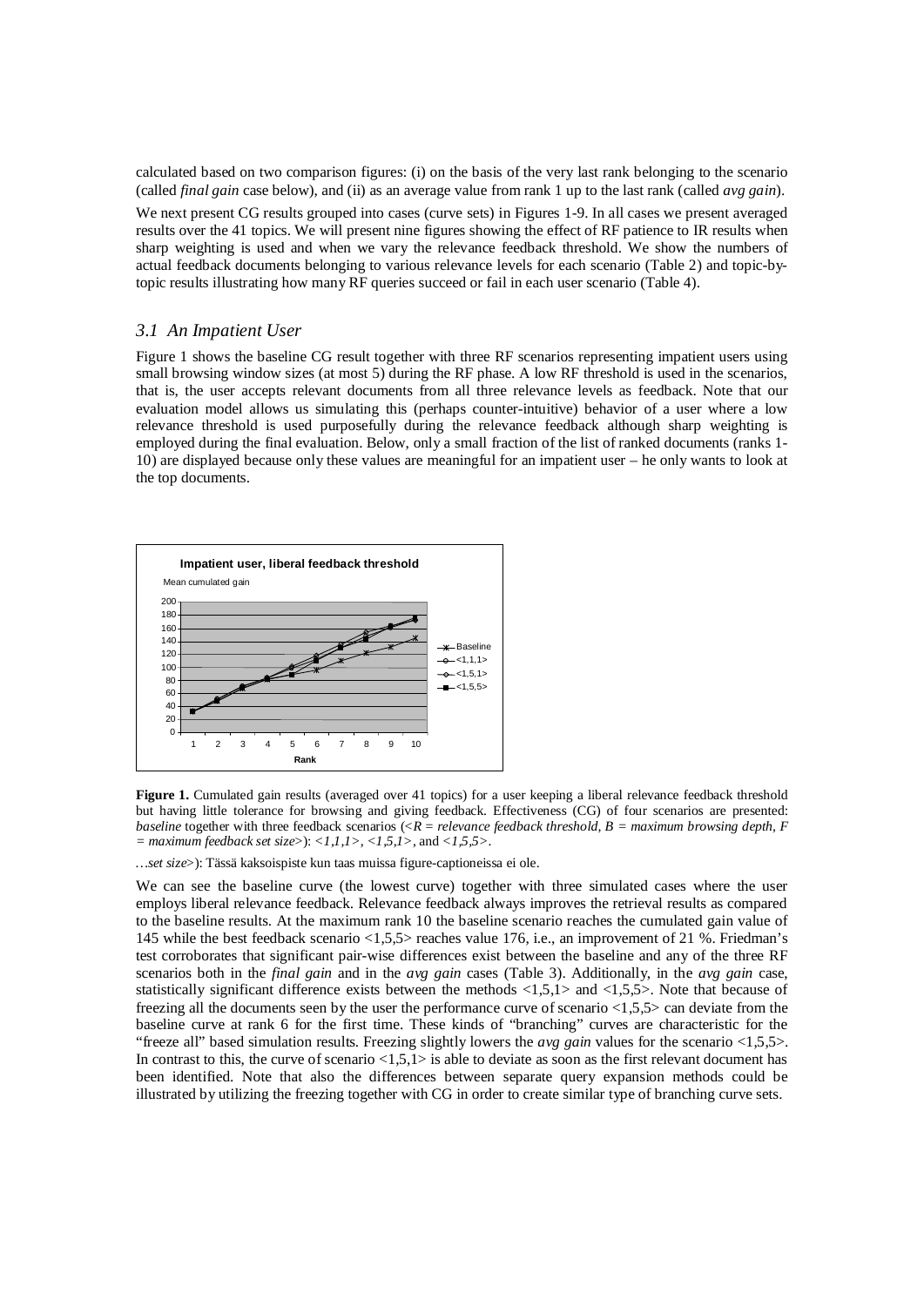calculated based on two comparison figures: (i) on the basis of the very last rank belonging to the scenario (called *final gain* case below), and (ii) as an average value from rank 1 up to the last rank (called *avg gain*).

We next present CG results grouped into cases (curve sets) in Figures 1-9. In all cases we present averaged results over the 41 topics. We will present nine figures showing the effect of RF patience to IR results when sharp weighting is used and when we vary the relevance feedback threshold. We show the numbers of actual feedback documents belonging to various relevance levels for each scenario (Table 2) and topic-by-topic results illustrating how many RF queries succeed or fail in each user scenario (Table 4).

### 3.1 An Impatient User

Figure 1 shows the baseline CG result together with three RF scenarios representing impatient users using small browsing window sizes (at most 5) during the RF phase. A low RF threshold is used in the scenarios, that is, the user accepts relevant documents from all three relevance levels as feedback. Note that our evaluation model allows us simulating this (perhaps counter-intuitive) behavior of a user where a low relevance threshold is used purposefully during the relevance feedback although sharp weighting is employed during the final evaluation. Below, only a small fraction of the list of ranked documents (ranks 1-10) are displayed because only these values are meaningful for an impatient user – he only wants to look at the top documents.

**Figure 1.** Cumulated gain results (averaged over 41 topics) for a user keeping a liberal relevance feedback threshold but having little tolerance for browsing and giving feedback. Effectiveness (CG) of four scenarios are presented: *baseline* together with three feedback scenarios (*<R = relevance feedback threshold, B = maximum browsing depth, F = maximum feedback set size>*): *<1,1,1>*, *<1,5,1>*, and *<1,5,5>*.

…*set size*>): Tässä kaksoispiste kun taas muissa figure-captioneissa ei ole.

We can see the baseline curve (the lowest curve) together with three simulated cases where the user employs liberal relevance feedback. Relevance feedback always improves the retrieval results as compared to the baseline results. At the maximum rank 10 the baseline scenario reaches the cumulated gain value of 145 while the best feedback scenario <1,5,5> reaches value 176, i.e., an improvement of 21 %. Friedman's test corroborates that significant pair-wise differences exist between the baseline and any of the three RF scenarios both in the *final gain* and in the *avg gain* cases (Table 3). Additionally, in the *avg gain* case, statistically significant difference exists between the methods <1,5,1> and <1,5,5>. Note that because of freezing all the documents seen by the user the performance curve of scenario <1,5,5> can deviate from the baseline curve at rank 6 for the first time. These kinds of "branching" curves are characteristic for the "freeze all" based simulation results. Freezing slightly lowers the *avg gain* values for the scenario <1,5,5>. In contrast to this, the curve of scenario <1,5,1> is able to deviate as soon as the first relevant document has been identified. Note that also the differences between separate query expansion methods could be illustrated by utilizing the freezing together with CG in order to create similar type of branching curve sets.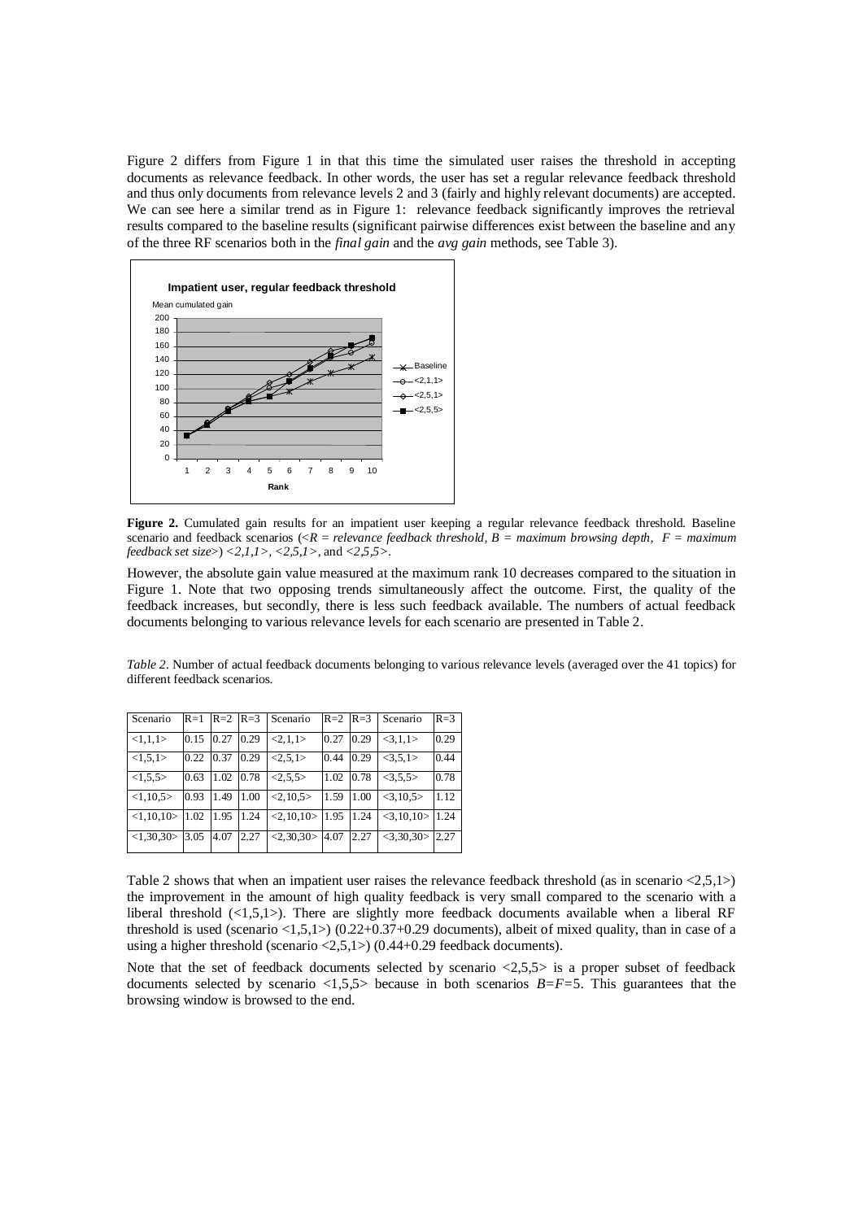Figure 2 differs from Figure 1 in that this time the simulated user raises the threshold in accepting documents as relevance feedback. In other words, the user has set a regular relevance feedback threshold and thus only documents from relevance levels 2 and 3 (fairly and highly relevant documents) are accepted. We can see here a similar trend as in Figure 1: relevance feedback significantly improves the retrieval results compared to the baseline results (significant pairwise differences exist between the baseline and any of the three RF scenarios both in the *final gain* and the *avg gain* methods, see Table 3).

**Figure 2.** Cumulated gain results for an impatient user keeping a regular relevance feedback threshold. Baseline scenario and feedback scenarios (<*R = relevance feedback threshold, B = maximum browsing depth, F = maximum feedback set size*>) *<2,1,1>*, *<2,5,1>*, and *<2,5,5>*.

However, the absolute gain value measured at the maximum rank 10 decreases compared to the situation in Figure 1. Note that two opposing trends simultaneously affect the outcome. First, the quality of the feedback increases, but secondly, there is less such feedback available. The numbers of actual feedback documents belonging to various relevance levels for each scenario are presented in Table 2.

*Table 2*. Number of actual feedback documents belonging to various relevance levels (averaged over the 41 topics) for different feedback scenarios.

| Scenario | R=1 | R=2 | R=3 | Scenario | R=2 | R=3 | Scenario | R=3 |
|---|---|---|---|---|---|---|---|---|
| <1,1,1> | 0.15 | 0.27 | 0.29 | <2,1,1> | 0.27 | 0.29 | <3,1,1> | 0.29 |
| <1,5,1> | 0.22 | 0.37 | 0.29 | <2,5,1> | 0.44 | 0.29 | <3,5,1> | 0.44 |
| <1,5,5> | 0.63 | 1.02 | 0.78 | <2,5,5> | 1.02 | 0.78 | <3,5,5> | 0.78 |
| <1,10,5> | 0.93 | 1.49 | 1.00 | <2,10,5> | 1.59 | 1.00 | <3,10,5> | 1.12 |
| <1,10,10> | 1.02 | 1.95 | 1.24 | <2,10,10> | 1.95 | 1.24 | <3,10,10> | 1.24 |
| <1,30,30> | 3.05 | 4.07 | 2.27 | <2,30,30> | 4.07 | 2.27 | <3,30,30> | 2.27 |

Table 2 shows that when an impatient user raises the relevance feedback threshold (as in scenario <2,5,1>) the improvement in the amount of high quality feedback is very small compared to the scenario with a liberal threshold (<1,5,1>). There are slightly more feedback documents available when a liberal RF threshold is used (scenario <1,5,1>) (0.22+0.37+0.29 documents), albeit of mixed quality, than in case of a using a higher threshold (scenario <2,5,1>) (0.44+0.29 feedback documents).

Note that the set of feedback documents selected by scenario <2,5,5> is a proper subset of feedback documents selected by scenario <1,5,5> because in both scenarios $B=F=5$. This guarantees that the browsing window is browsed to the end.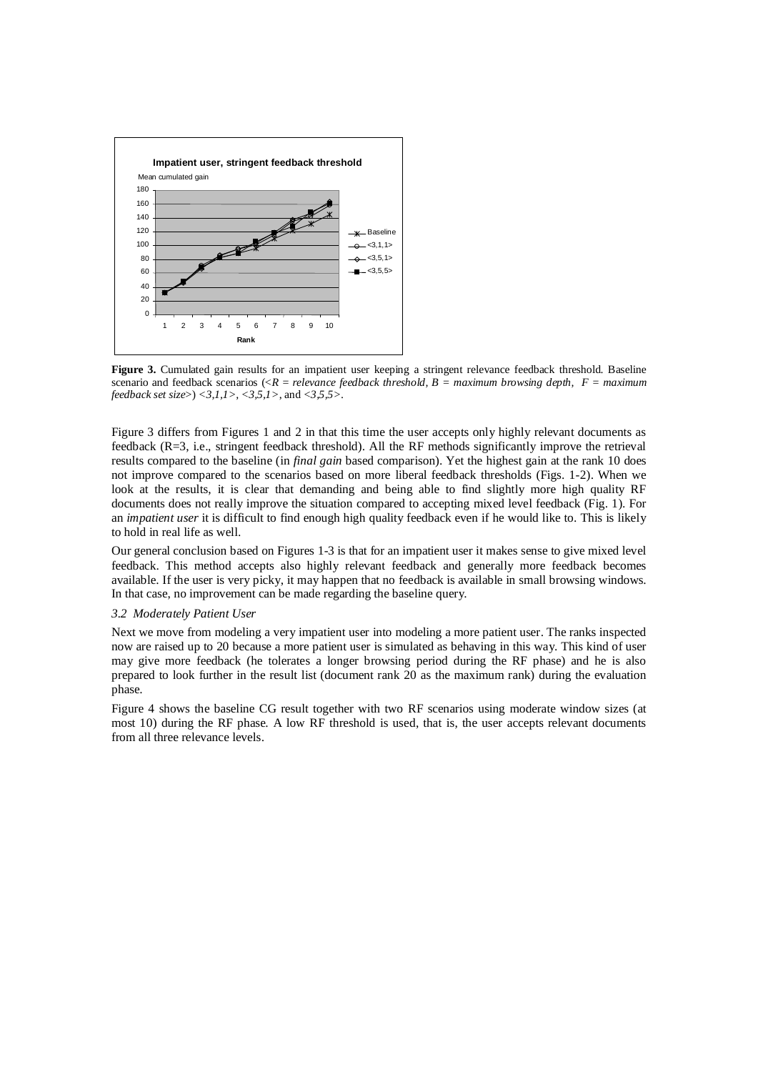**Figure 3.** Cumulated gain results for an impatient user keeping a stringent relevance feedback threshold. Baseline scenario and feedback scenarios (<*R = relevance feedback threshold, B = maximum browsing depth, F = maximum feedback set size*>) *<3,1,1>*, *<3,5,1>*, and *<3,5,5>*.

Figure 3 differs from Figures 1 and 2 in that this time the user accepts only highly relevant documents as feedback (R=3, i.e., stringent feedback threshold). All the RF methods significantly improve the retrieval results compared to the baseline (in *final gain* based comparison). Yet the highest gain at the rank 10 does not improve compared to the scenarios based on more liberal feedback thresholds (Figs. 1-2). When we look at the results, it is clear that demanding and being able to find slightly more high quality RF documents does not really improve the situation compared to accepting mixed level feedback (Fig. 1). For an *impatient user* it is difficult to find enough high quality feedback even if he would like to. This is likely to hold in real life as well.

Our general conclusion based on Figures 1-3 is that for an impatient user it makes sense to give mixed level feedback. This method accepts also highly relevant feedback and generally more feedback becomes available. If the user is very picky, it may happen that no feedback is available in small browsing windows. In that case, no improvement can be made regarding the baseline query.

### *3.2 Moderately Patient User*

Next we move from modeling a very impatient user into modeling a more patient user. The ranks inspected now are raised up to 20 because a more patient user is simulated as behaving in this way. This kind of user may give more feedback (he tolerates a longer browsing period during the RF phase) and he is also prepared to look further in the result list (document rank 20 as the maximum rank) during the evaluation phase.

Figure 4 shows the baseline CG result together with two RF scenarios using moderate window sizes (at most 10) during the RF phase. A low RF threshold is used, that is, the user accepts relevant documents from all three relevance levels.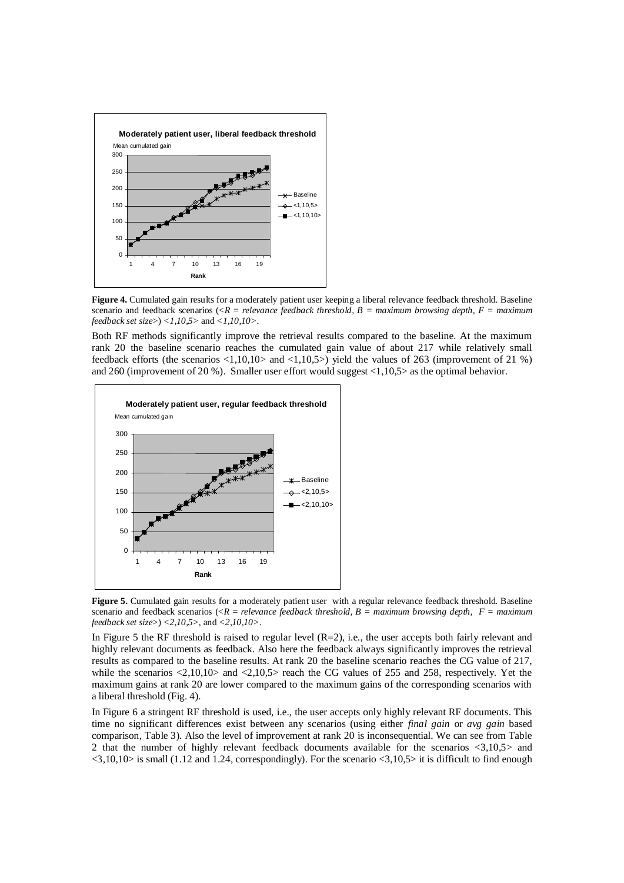**Figure 4.** Cumulated gain results for a moderately patient user keeping a liberal relevance feedback threshold. Baseline scenario and feedback scenarios (<*R = relevance feedback threshold*, *B = maximum browsing depth*, *F = maximum feedback set size*>) *<1,10,5>* and *<1,10,10>*.

Both RF methods significantly improve the retrieval results compared to the baseline. At the maximum rank 20 the baseline scenario reaches the cumulated gain value of about 217 while relatively small feedback efforts (the scenarios <1,10,10> and <1,10,5>) yield the values of 263 (improvement of 21 %) and 260 (improvement of 20 %). Smaller user effort would suggest <1,10,5> as the optimal behavior.

**Figure 5.** Cumulated gain results for a moderately patient user with a regular relevance feedback threshold. Baseline scenario and feedback scenarios (<*R = relevance feedback threshold*, *B = maximum browsing depth*, *F = maximum feedback set size*>) *<2,10,5>*, and *<2,10,10>*.

In Figure 5 the RF threshold is raised to regular level (R=2), i.e., the user accepts both fairly relevant and highly relevant documents as feedback. Also here the feedback always significantly improves the retrieval results as compared to the baseline results. At rank 20 the baseline scenario reaches the CG value of 217, while the scenarios <2,10,10> and <2,10,5> reach the CG values of 255 and 258, respectively. Yet the maximum gains at rank 20 are lower compared to the maximum gains of the corresponding scenarios with a liberal threshold (Fig. 4).

In Figure 6 a stringent RF threshold is used, i.e., the user accepts only highly relevant RF documents. This time no significant differences exist between any scenarios (using either *final gain* or *avg gain* based comparison, Table 3). Also the level of improvement at rank 20 is inconsequential. We can see from Table 2 that the number of highly relevant feedback documents available for the scenarios <3,10,5> and <3,10,10> is small (1.12 and 1.24, correspondingly). For the scenario <3,10,5> it is difficult to find enough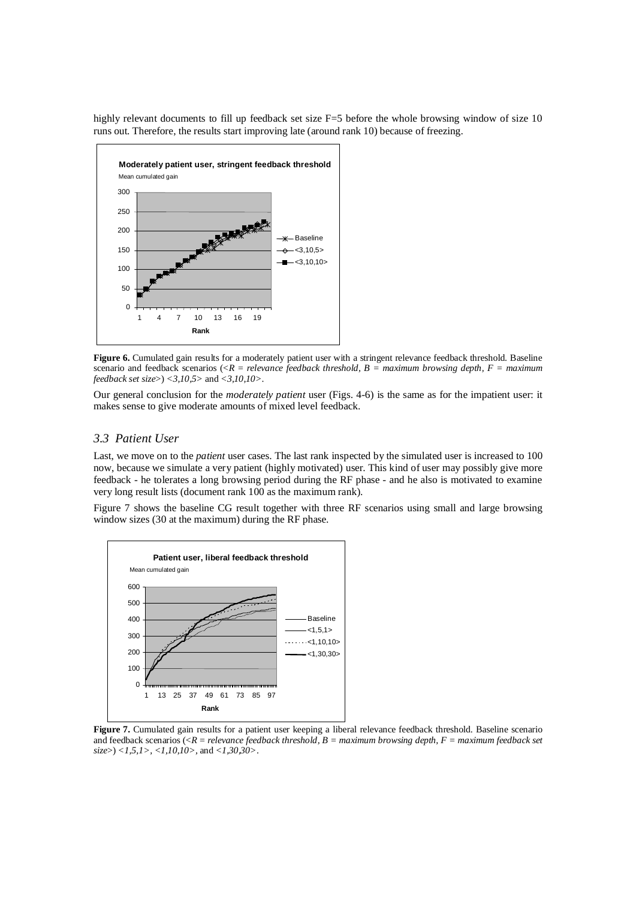highly relevant documents to fill up feedback set size F=5 before the whole browsing window of size 10 runs out. Therefore, the results start improving late (around rank 10) because of freezing.

**Figure 6.** Cumulated gain results for a moderately patient user with a stringent relevance feedback threshold. Baseline scenario and feedback scenarios (*<R = relevance feedback threshold, B = maximum browsing depth, F = maximum feedback set size>*) *<3,10,5>* and *<3,10,10>*.

Our general conclusion for the *moderately patient* user (Figs. 4-6) is the same as for the impatient user: it makes sense to give moderate amounts of mixed level feedback.

### *3.3 Patient User*

Last, we move on to the *patient* user cases. The last rank inspected by the simulated user is increased to 100 now, because we simulate a very patient (highly motivated) user. This kind of user may possibly give more feedback - he tolerates a long browsing period during the RF phase - and he also is motivated to examine very long result lists (document rank 100 as the maximum rank).

Figure 7 shows the baseline CG result together with three RF scenarios using small and large browsing window sizes (30 at the maximum) during the RF phase.

**Figure 7.** Cumulated gain results for a patient user keeping a liberal relevance feedback threshold. Baseline scenario and feedback scenarios (*<R = relevance feedback threshold, B = maximum browsing depth, F = maximum feedback set size>*) *<1,5,1>*, *<1,10,10>*, and *<1,30,30>*.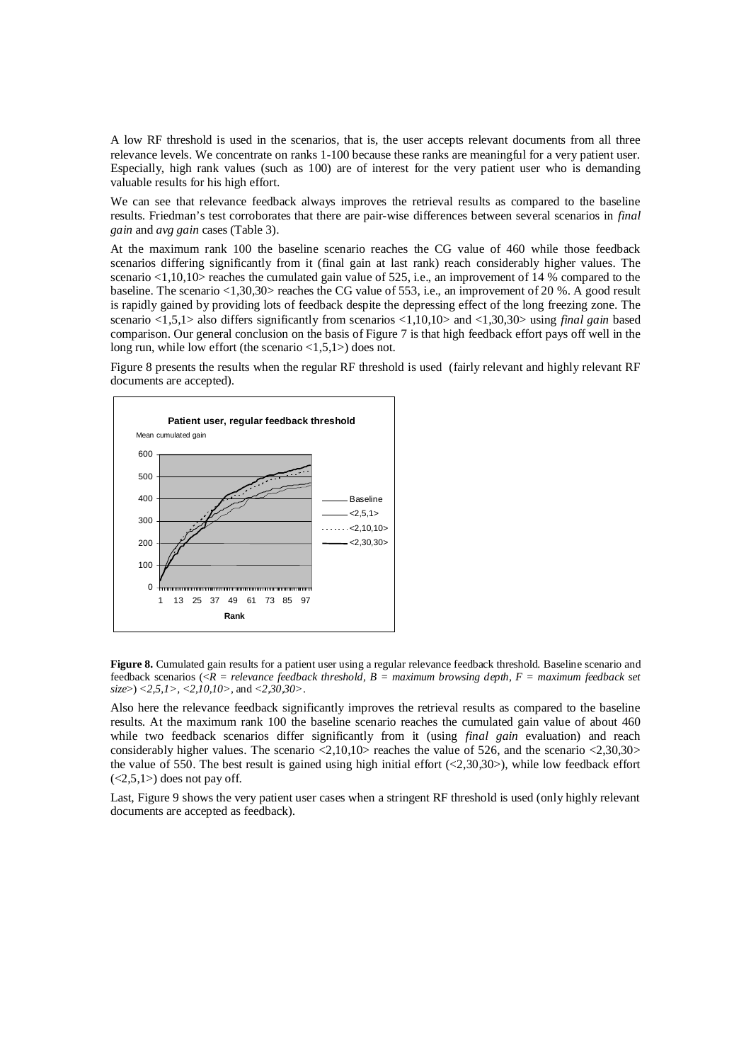A low RF threshold is used in the scenarios, that is, the user accepts relevant documents from all three relevance levels. We concentrate on ranks 1-100 because these ranks are meaningful for a very patient user. Especially, high rank values (such as 100) are of interest for the very patient user who is demanding valuable results for his high effort.

We can see that relevance feedback always improves the retrieval results as compared to the baseline results. Friedman's test corroborates that there are pair-wise differences between several scenarios in *final gain* and *avg gain* cases (Table 3).

At the maximum rank 100 the baseline scenario reaches the CG value of 460 while those feedback scenarios differing significantly from it (final gain at last rank) reach considerably higher values. The scenario <1,10,10> reaches the cumulated gain value of 525, i.e., an improvement of 14 % compared to the baseline. The scenario <1,30,30> reaches the CG value of 553, i.e., an improvement of 20 %. A good result is rapidly gained by providing lots of feedback despite the depressing effect of the long freezing zone. The scenario <1,5,1> also differs significantly from scenarios <1,10,10> and <1,30,30> using *final gain* based comparison. Our general conclusion on the basis of Figure 7 is that high feedback effort pays off well in the long run, while low effort (the scenario <1,5,1>) does not.

Figure 8 presents the results when the regular RF threshold is used (fairly relevant and highly relevant RF documents are accepted).

**Figure 8.** Cumulated gain results for a patient user using a regular relevance feedback threshold. Baseline scenario and feedback scenarios (<*R = relevance feedback threshold*, *B = maximum browsing depth*, *F = maximum feedback set size*>) *<2,5,1>*, *<2,10,10>*, and *<2,30,30>*.

Also here the relevance feedback significantly improves the retrieval results as compared to the baseline results. At the maximum rank 100 the baseline scenario reaches the cumulated gain value of about 460 while two feedback scenarios differ significantly from it (using *final gain* evaluation) and reach considerably higher values. The scenario <2,10,10> reaches the value of 526, and the scenario <2,30,30> the value of 550. The best result is gained using high initial effort (<2,30,30>), while low feedback effort (<2,5,1>) does not pay off.

Last, Figure 9 shows the very patient user cases when a stringent RF threshold is used (only highly relevant documents are accepted as feedback).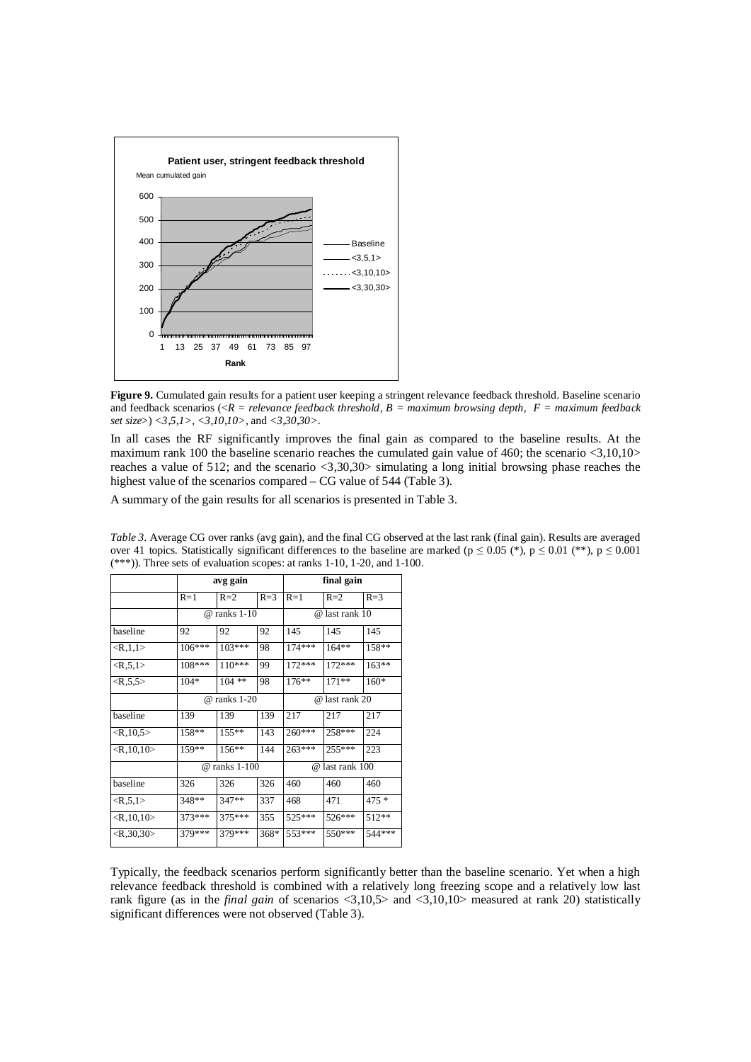**Figure 9.** Cumulated gain results for a patient user keeping a stringent relevance feedback threshold. Baseline scenario and feedback scenarios (*<R = relevance feedback threshold, B = maximum browsing depth, F = maximum feedback set size>*) *<3,5,1>*, *<3,10,10>*, and *<3,30,30>*.

In all cases the RF significantly improves the final gain as compared to the baseline results. At the maximum rank 100 the baseline scenario reaches the cumulated gain value of 460; the scenario <3,10,10> reaches a value of 512; and the scenario <3,30,30> simulating a long initial browsing phase reaches the highest value of the scenarios compared – CG value of 544 (Table 3).

A summary of the gain results for all scenarios is presented in Table 3.

*Table 3.* Average CG over ranks (avg gain), and the final CG observed at the last rank (final gain). Results are averaged over 41 topics. Statistically significant differences to the baseline are marked ($p \leq 0.05$ (*), $p \leq 0.01$ (**), $p \leq 0.001$ (***)). Three sets of evaluation scopes: at ranks 1-10, 1-20, and 1-100.

| | avg gain | | | final gain | | |
|---|---|---|---|---|---|---|
| | R=1 | R=2 | R=3 | R=1 | R=2 | R=3 |
| | @ ranks 1-10 | | | @ last rank 10 | | |
| baseline | 92 | 92 | 92 | 145 | 145 | 145 |
| <R,1,1> | 106*** | 103*** | 98 | 174*** | 164** | 158** |
| <R,5,1> | 108*** | 110*** | 99 | 172*** | 172*** | 163** |
| <R,5,5> | 104* | 104 ** | 98 | 176** | 171** | 160* |
| | @ ranks 1-20 | | | @ last rank 20 | | |
| baseline | 139 | 139 | 139 | 217 | 217 | 217 |
| <R,10,5> | 158** | 155** | 143 | 260*** | 258*** | 224 |
| <R,10,10> | 159** | 156** | 144 | 263*** | 255*** | 223 |
| | @ ranks 1-100 | | | @ last rank 100 | | |
| baseline | 326 | 326 | 326 | 460 | 460 | 460 |
| <R,5,1> | 348** | 347** | 337 | 468 | 471 | 475 * |
| <R,10,10> | 373*** | 375*** | 355 | 525*** | 526*** | 512** |
| <R,30,30> | 379*** | 379*** | 368* | 553*** | 550*** | 544*** |

Typically, the feedback scenarios perform significantly better than the baseline scenario. Yet when a high relevance feedback threshold is combined with a relatively long freezing scope and a relatively low last rank figure (as in the *final gain* of scenarios <3,10,5> and <3,10,10> measured at rank 20) statistically significant differences were not observed (Table 3).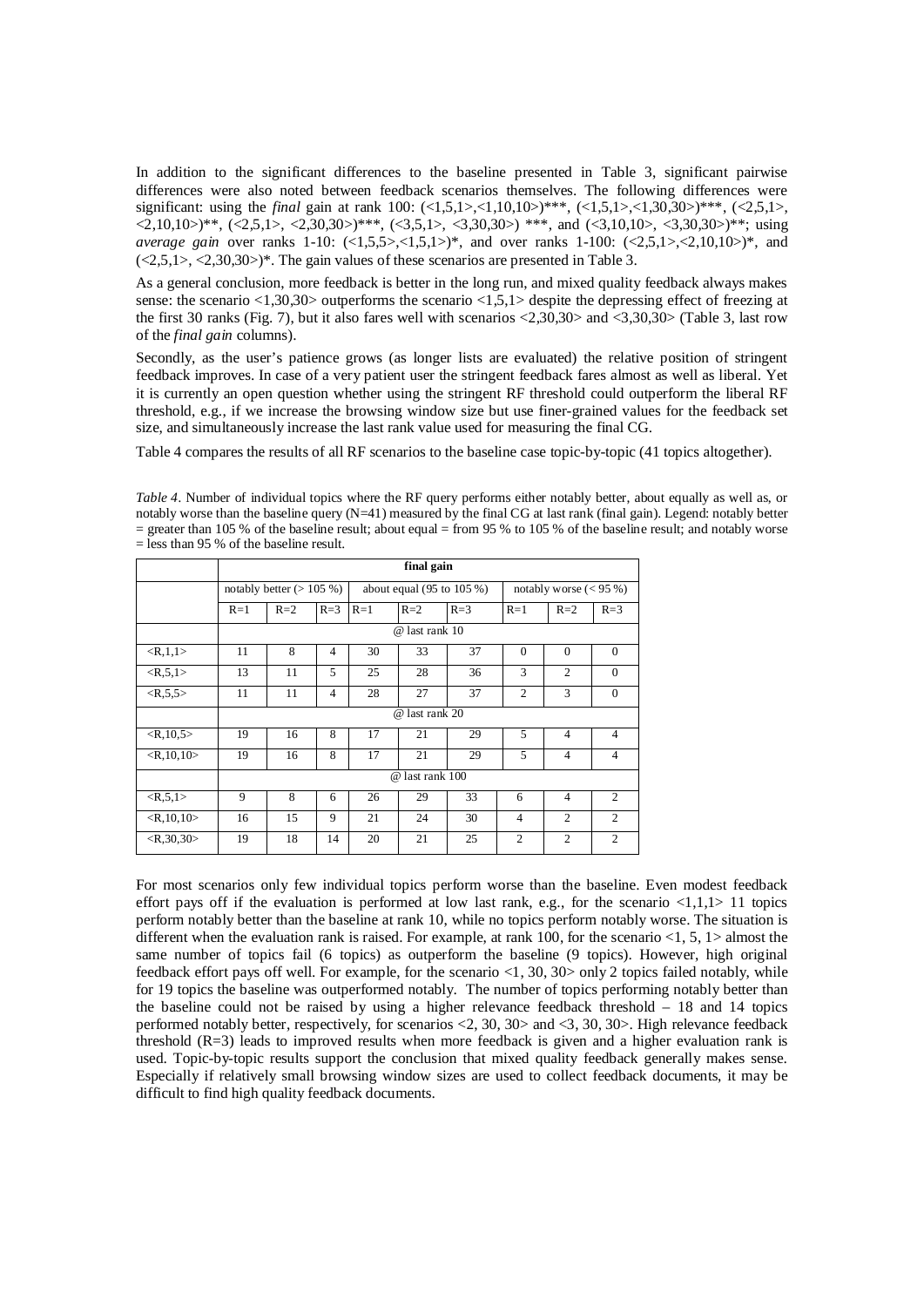In addition to the significant differences to the baseline presented in Table 3, significant pairwise differences were also noted between feedback scenarios themselves. The following differences were significant: using the *final* gain at rank 100: (<1,5,1>,<1,10,10>)***, (<1,5,1>,<1,30,30>)***, (<2,5,1>, <2,10,10>)**, (<2,5,1>, <2,30,30>)***, (<3,5,1>, <3,30,30>) ***, and (<3,10,10>, <3,30,30>)**; using *average gain* over ranks 1-10: (<1,5,5>,<1,5,1>)*, and over ranks 1-100: (<2,5,1>,<2,10,10>)*, and (<2,5,1>, <2,30,30>)*. The gain values of these scenarios are presented in Table 3.

As a general conclusion, more feedback is better in the long run, and mixed quality feedback always makes sense: the scenario <1,30,30> outperforms the scenario <1,5,1> despite the depressing effect of freezing at the first 30 ranks (Fig. 7), but it also fares well with scenarios <2,30,30> and <3,30,30> (Table 3, last row of the *final gain* columns).

Secondly, as the user's patience grows (as longer lists are evaluated) the relative position of stringent feedback improves. In case of a very patient user the stringent feedback fares almost as well as liberal. Yet it is currently an open question whether using the stringent RF threshold could outperform the liberal RF threshold, e.g., if we increase the browsing window size but use finer-grained values for the feedback set size, and simultaneously increase the last rank value used for measuring the final CG.

Table 4 compares the results of all RF scenarios to the baseline case topic-by-topic (41 topics altogether).

*Table 4*. Number of individual topics where the RF query performs either notably better, about equally as well as, or notably worse than the baseline query (N=41) measured by the final CG at last rank (final gain). Legend: notably better = greater than 105 % of the baseline result; about equal = from 95 % to 105 % of the baseline result; and notably worse = less than 95 % of the baseline result.

| | final gain | | | | | | | | |
|---|---|---|---|---|---|---|---|---|---|
| | notably better (> 105 %) | | | about equal (95 to 105 %) | | | notably worse (< 95 %) | | |
| | R=1 | R=2 | R=3 | R=1 | R=2 | R=3 | R=1 | R=2 | R=3 |
| | @ last rank 10 | | | | | | | | |
| <R,1,1> | 11 | 8 | 4 | 30 | 33 | 37 | 0 | 0 | 0 |
| <R,5,1> | 13 | 11 | 5 | 25 | 28 | 36 | 3 | 2 | 0 |
| <R,5,5> | 11 | 11 | 4 | 28 | 27 | 37 | 2 | 3 | 0 |
| | @ last rank 20 | | | | | | | | |
| <R,10,5> | 19 | 16 | 8 | 17 | 21 | 29 | 5 | 4 | 4 |
| <R,10,10> | 19 | 16 | 8 | 17 | 21 | 29 | 5 | 4 | 4 |
| | @ last rank 100 | | | | | | | | |
| <R,5,1> | 9 | 8 | 6 | 26 | 29 | 33 | 6 | 4 | 2 |
| <R,10,10> | 16 | 15 | 9 | 21 | 24 | 30 | 4 | 2 | 2 |
| <R,30,30> | 19 | 18 | 14 | 20 | 21 | 25 | 2 | 2 | 2 |

For most scenarios only few individual topics perform worse than the baseline. Even modest feedback effort pays off if the evaluation is performed at low last rank, e.g., for the scenario <1,1,1> 11 topics perform notably better than the baseline at rank 10, while no topics perform notably worse. The situation is different when the evaluation rank is raised. For example, at rank 100, for the scenario <1, 5, 1> almost the same number of topics fail (6 topics) as outperform the baseline (9 topics). However, high original feedback effort pays off well. For example, for the scenario <1, 30, 30> only 2 topics failed notably, while for 19 topics the baseline was outperformed notably. The number of topics performing notably better than the baseline could not be raised by using a higher relevance feedback threshold – 18 and 14 topics performed notably better, respectively, for scenarios <2, 30, 30> and <3, 30, 30>. High relevance feedback threshold (R=3) leads to improved results when more feedback is given and a higher evaluation rank is used. Topic-by-topic results support the conclusion that mixed quality feedback generally makes sense. Especially if relatively small browsing window sizes are used to collect feedback documents, it may be difficult to find high quality feedback documents.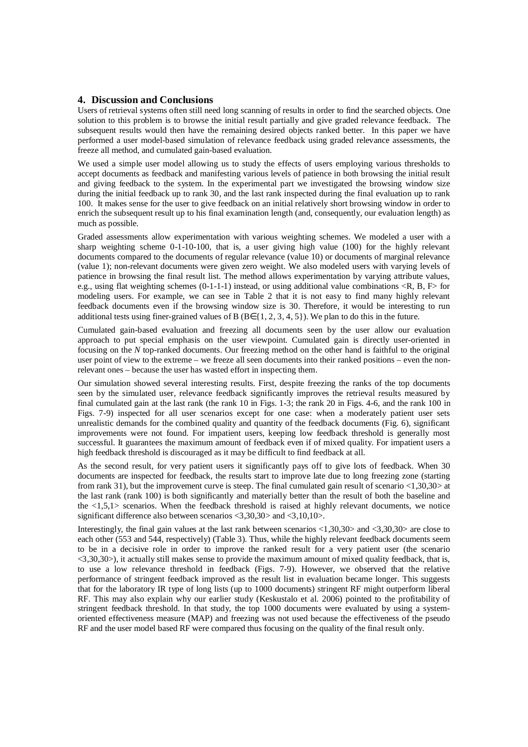## 4. Discussion and Conclusions

Users of retrieval systems often still need long scanning of results in order to find the searched objects. One solution to this problem is to browse the initial result partially and give graded relevance feedback. The subsequent results would then have the remaining desired objects ranked better. In this paper we have performed a user model-based simulation of relevance feedback using graded relevance assessments, the freeze all method, and cumulated gain-based evaluation.

We used a simple user model allowing us to study the effects of users employing various thresholds to accept documents as feedback and manifesting various levels of patience in both browsing the initial result and giving feedback to the system. In the experimental part we investigated the browsing window size during the initial feedback up to rank 30, and the last rank inspected during the final evaluation up to rank 100. It makes sense for the user to give feedback on an initial relatively short browsing window in order to enrich the subsequent result up to his final examination length (and, consequently, our evaluation length) as much as possible.

Graded assessments allow experimentation with various weighting schemes. We modeled a user with a sharp weighting scheme 0-1-10-100, that is, a user giving high value (100) for the highly relevant documents compared to the documents of regular relevance (value 10) or documents of marginal relevance (value 1); non-relevant documents were given zero weight. We also modeled users with varying levels of patience in browsing the final result list. The method allows experimentation by varying attribute values, e.g., using flat weighting schemes (0-1-1-1) instead, or using additional value combinations <R, B, F> for modeling users. For example, we can see in Table 2 that it is not easy to find many highly relevant feedback documents even if the browsing window size is 30. Therefore, it would be interesting to run additional tests using finer-grained values of B ($B \in \{1, 2, 3, 4, 5\}$). We plan to do this in the future.

Cumulated gain-based evaluation and freezing all documents seen by the user allow our evaluation approach to put special emphasis on the user viewpoint. Cumulated gain is directly user-oriented in focusing on the *N* top-ranked documents. Our freezing method on the other hand is faithful to the original user point of view to the extreme – we freeze all seen documents into their ranked positions – even the non-relevant ones – because the user has wasted effort in inspecting them.

Our simulation showed several interesting results. First, despite freezing the ranks of the top documents seen by the simulated user, relevance feedback significantly improves the retrieval results measured by final cumulated gain at the last rank (the rank 10 in Figs. 1-3; the rank 20 in Figs. 4-6, and the rank 100 in Figs. 7-9) inspected for all user scenarios except for one case: when a moderately patient user sets unrealistic demands for the combined quality and quantity of the feedback documents (Fig. 6), significant improvements were not found. For impatient users, keeping low feedback threshold is generally most successful. It guarantees the maximum amount of feedback even if of mixed quality. For impatient users a high feedback threshold is discouraged as it may be difficult to find feedback at all.

As the second result, for very patient users it significantly pays off to give lots of feedback. When 30 documents are inspected for feedback, the results start to improve late due to long freezing zone (starting from rank 31), but the improvement curve is steep. The final cumulated gain result of scenario <1,30,30> at the last rank (rank 100) is both significantly and materially better than the result of both the baseline and the <1,5,1> scenarios. When the feedback threshold is raised at highly relevant documents, we notice significant difference also between scenarios <3,30,30> and <3,10,10>.

Interestingly, the final gain values at the last rank between scenarios <1,30,30> and <3,30,30> are close to each other (553 and 544, respectively) (Table 3). Thus, while the highly relevant feedback documents seem to be in a decisive role in order to improve the ranked result for a very patient user (the scenario <3,30,30>), it actually still makes sense to provide the maximum amount of mixed quality feedback, that is, to use a low relevance threshold in feedback (Figs. 7-9). However, we observed that the relative performance of stringent feedback improved as the result list in evaluation became longer. This suggests that for the laboratory IR type of long lists (up to 1000 documents) stringent RF might outperform liberal RF. This may also explain why our earlier study (Keskustalo et al. 2006) pointed to the profitability of stringent feedback threshold. In that study, the top 1000 documents were evaluated by using a system-oriented effectiveness measure (MAP) and freezing was not used because the effectiveness of the pseudo RF and the user model based RF were compared thus focusing on the quality of the final result only.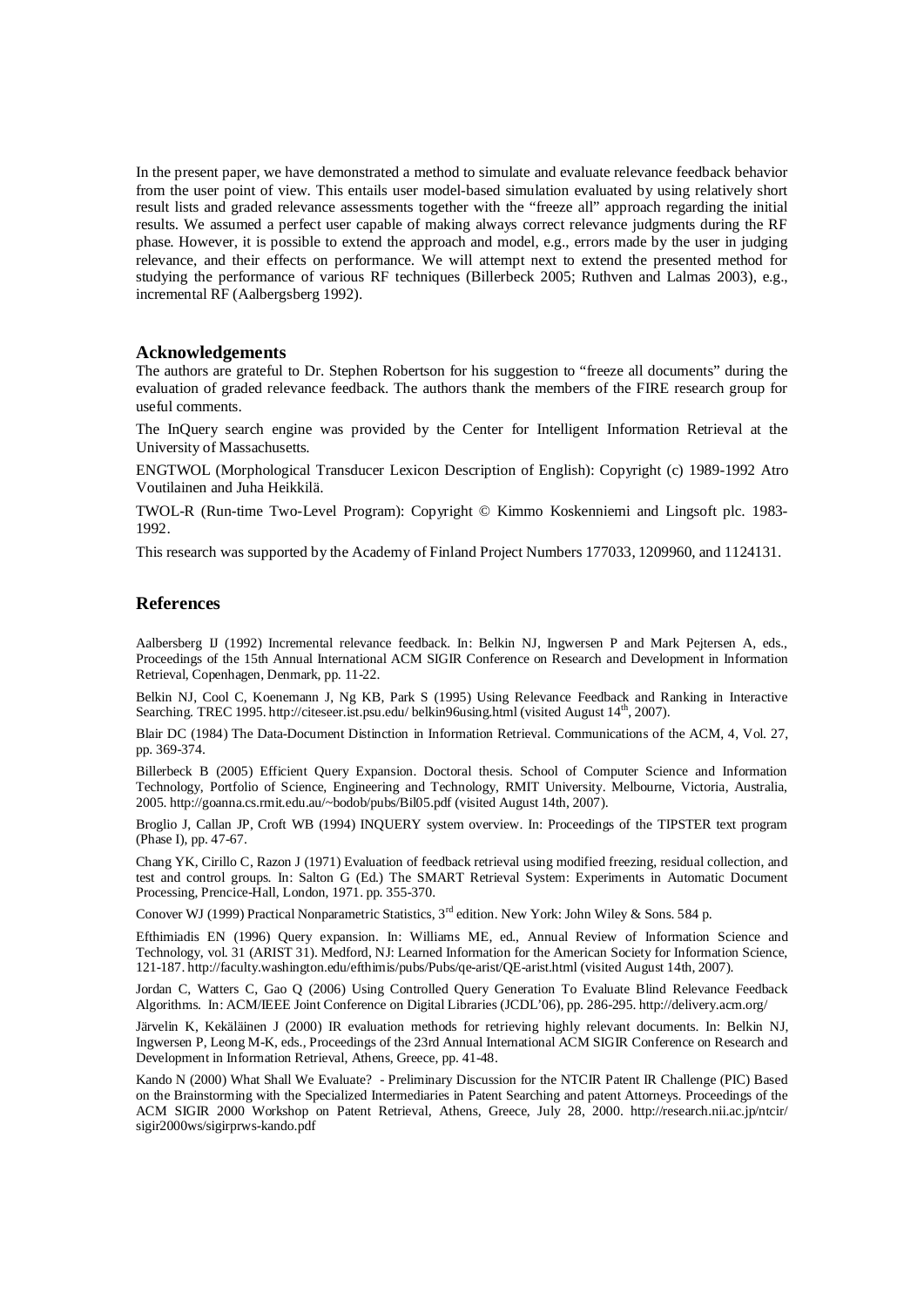In the present paper, we have demonstrated a method to simulate and evaluate relevance feedback behavior from the user point of view. This entails user model-based simulation evaluated by using relatively short result lists and graded relevance assessments together with the "freeze all" approach regarding the initial results. We assumed a perfect user capable of making always correct relevance judgments during the RF phase. However, it is possible to extend the approach and model, e.g., errors made by the user in judging relevance, and their effects on performance. We will attempt next to extend the presented method for studying the performance of various RF techniques (Billerbeck 2005; Ruthven and Lalmas 2003), e.g., incremental RF (Aalbergsberg 1992).

## Acknowledgements

The authors are grateful to Dr. Stephen Robertson for his suggestion to "freeze all documents" during the evaluation of graded relevance feedback. The authors thank the members of the FIRE research group for useful comments.

The InQuery search engine was provided by the Center for Intelligent Information Retrieval at the University of Massachusetts.

ENGTWOL (Morphological Transducer Lexicon Description of English): Copyright (c) 1989-1992 Atro Voutilainen and Juha Heikkilä.

TWOL-R (Run-time Two-Level Program): Copyright © Kimmo Koskenniemi and Lingsoft plc. 1983-1992.

This research was supported by the Academy of Finland Project Numbers 177033, 1209960, and 1124131.

## References

Aalbersberg IJ (1992) Incremental relevance feedback. In: Belkin NJ, Ingwersen P and Mark Pejtersen A, eds., Proceedings of the 15th Annual International ACM SIGIR Conference on Research and Development in Information Retrieval, Copenhagen, Denmark, pp. 11-22.

Belkin NJ, Cool C, Koenemann J, Ng KB, Park S (1995) Using Relevance Feedback and Ranking in Interactive Searching. TREC 1995. http://citeseer.ist.psu.edu/ belkin96using.html (visited August 14th, 2007).

Blair DC (1984) The Data-Document Distinction in Information Retrieval. Communications of the ACM, 4, Vol. 27, pp. 369-374.

Billerbeck B (2005) Efficient Query Expansion. Doctoral thesis. School of Computer Science and Information Technology, Portfolio of Science, Engineering and Technology, RMIT University. Melbourne, Victoria, Australia, 2005. http://goanna.cs.rmit.edu.au/~bodob/pubs/Bil05.pdf (visited August 14th, 2007).

Broglio J, Callan JP, Croft WB (1994) INQUERY system overview. In: Proceedings of the TIPSTER text program (Phase I), pp. 47-67.

Chang YK, Cirillo C, Razon J (1971) Evaluation of feedback retrieval using modified freezing, residual collection, and test and control groups. In: Salton G (Ed.) The SMART Retrieval System: Experiments in Automatic Document Processing, Prencice-Hall, London, 1971. pp. 355-370.

Conover WJ (1999) Practical Nonparametric Statistics, 3rd edition. New York: John Wiley & Sons. 584 p.

Efthimiadis EN (1996) Query expansion. In: Williams ME, ed., Annual Review of Information Science and Technology, vol. 31 (ARIST 31). Medford, NJ: Learned Information for the American Society for Information Science, 121-187. http://faculty.washington.edu/efthimis/pubs/Pubs/qe-arist/QE-arist.html (visited August 14th, 2007).

Jordan C, Watters C, Gao Q (2006) Using Controlled Query Generation To Evaluate Blind Relevance Feedback Algorithms. In: ACM/IEEE Joint Conference on Digital Libraries (JCDL'06), pp. 286-295. http://delivery.acm.org/

Järvelin K, Kekäläinen J (2000) IR evaluation methods for retrieving highly relevant documents. In: Belkin NJ, Ingwersen P, Leong M-K, eds., Proceedings of the 23rd Annual International ACM SIGIR Conference on Research and Development in Information Retrieval, Athens, Greece, pp. 41-48.

Kando N (2000) What Shall We Evaluate? - Preliminary Discussion for the NTCIR Patent IR Challenge (PIC) Based on the Brainstorming with the Specialized Intermediaries in Patent Searching and patent Attorneys. Proceedings of the ACM SIGIR 2000 Workshop on Patent Retrieval, Athens, Greece, July 28, 2000. http://research.nii.ac.jp/ntcir/ sigir2000ws/sigirprws-kando.pdf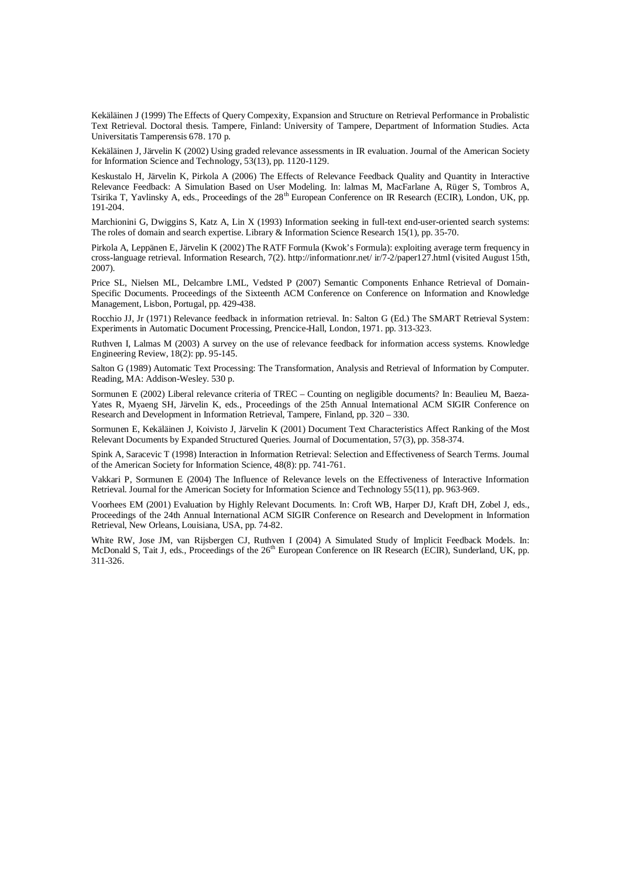Kekäläinen J (1999) The Effects of Query Compexity, Expansion and Structure on Retrieval Performance in Probalistic Text Retrieval. Doctoral thesis. Tampere, Finland: University of Tampere, Department of Information Studies. Acta Universitatis Tamperensis 678. 170 p.

Kekäläinen J, Järvelin K (2002) Using graded relevance assessments in IR evaluation. Journal of the American Society for Information Science and Technology, 53(13), pp. 1120-1129.

Keskustalo H, Järvelin K, Pirkola A (2006) The Effects of Relevance Feedback Quality and Quantity in Interactive Relevance Feedback: A Simulation Based on User Modeling. In: lalmas M, MacFarlane A, Rüger S, Tombros A, Tsirika T, Yavlinsky A, eds., Proceedings of the 28th European Conference on IR Research (ECIR), London, UK, pp. 191-204.

Marchionini G, Dwiggins S, Katz A, Lin X (1993) Information seeking in full-text end-user-oriented search systems: The roles of domain and search expertise. Library & Information Science Research 15(1), pp. 35-70.

Pirkola A, Leppänen E, Järvelin K (2002) The RATF Formula (Kwok's Formula): exploiting average term frequency in cross-language retrieval. Information Research, 7(2). http://informationr.net/ ir/7-2/paper127.html (visited August 15th, 2007).

Price SL, Nielsen ML, Delcambre LML, Vedsted P (2007) Semantic Components Enhance Retrieval of Domain-Specific Documents. Proceedings of the Sixteenth ACM Conference on Conference on Information and Knowledge Management, Lisbon, Portugal, pp. 429-438.

Rocchio JJ, Jr (1971) Relevance feedback in information retrieval. In: Salton G (Ed.) The SMART Retrieval System: Experiments in Automatic Document Processing, Prencice-Hall, London, 1971. pp. 313-323.

Ruthven I, Lalmas M (2003) A survey on the use of relevance feedback for information access systems. Knowledge Engineering Review, 18(2): pp. 95-145.

Salton G (1989) Automatic Text Processing: The Transformation, Analysis and Retrieval of Information by Computer. Reading, MA: Addison-Wesley. 530 p.

Sormunen E (2002) Liberal relevance criteria of TREC – Counting on negligible documents? In: Beaulieu M, Baeza-Yates R, Myaeng SH, Järvelin K, eds., Proceedings of the 25th Annual International ACM SIGIR Conference on Research and Development in Information Retrieval, Tampere, Finland, pp. 320 – 330.

Sormunen E, Kekäläinen J, Koivisto J, Järvelin K (2001) Document Text Characteristics Affect Ranking of the Most Relevant Documents by Expanded Structured Queries. Journal of Documentation, 57(3), pp. 358-374.

Spink A, Saracevic T (1998) Interaction in Information Retrieval: Selection and Effectiveness of Search Terms. Journal of the American Society for Information Science, 48(8): pp. 741-761.

Vakkari P, Sormunen E (2004) The Influence of Relevance levels on the Effectiveness of Interactive Information Retrieval. Journal for the American Society for Information Science and Technology 55(11), pp. 963-969.

Voorhees EM (2001) Evaluation by Highly Relevant Documents. In: Croft WB, Harper DJ, Kraft DH, Zobel J, eds., Proceedings of the 24th Annual International ACM SIGIR Conference on Research and Development in Information Retrieval, New Orleans, Louisiana, USA, pp. 74-82.

White RW, Jose JM, van Rijsbergen CJ, Ruthven I (2004) A Simulated Study of Implicit Feedback Models. In: McDonald S, Tait J, eds., Proceedings of the 26th European Conference on IR Research (ECIR), Sunderland, UK, pp. 311-326.